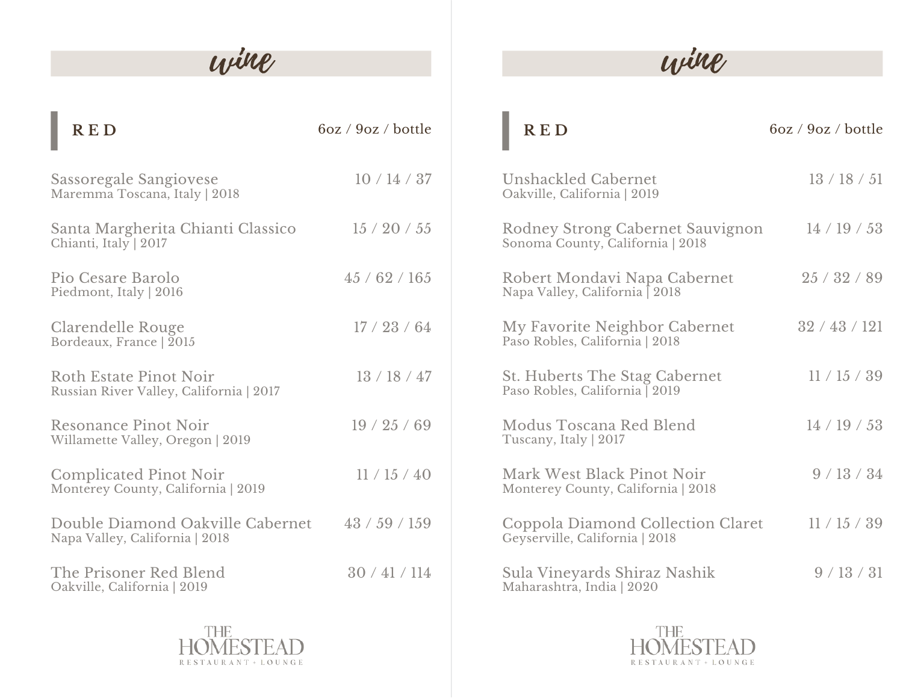## wine

### RED

6oz / 9oz / bottle

| Wine | 6oz / 9oz / bottle |
| --- | --- |
| Sassoregale Sangiovese<br>Maremma Toscana, Italy &#124; 2018 | 10 / 14 / 37 |
| Santa Margherita Chianti Classico<br>Chianti, Italy &#124; 2017 | 15 / 20 / 55 |
| Pio Cesare Barolo<br>Piedmont, Italy &#124; 2016 | 45 / 62 / 165 |
| Clarendelle Rouge<br>Bordeaux, France &#124; 2015 | 17 / 23 / 64 |
| Roth Estate Pinot Noir<br>Russian River Valley, California &#124; 2017 | 13 / 18 / 47 |
| Resonance Pinot Noir<br>Willamette Valley, Oregon &#124; 2019 | 19 / 25 / 69 |
| Complicated Pinot Noir<br>Monterey County, California &#124; 2019 | 11 / 15 / 40 |
| Double Diamond Oakville Cabernet<br>Napa Valley, California &#124; 2018 | 43 / 59 / 159 |
| The Prisoner Red Blend<br>Oakville, California &#124; 2019 | 30 / 41 / 114 |

THE HOMESTEAD
RESTAURANT + LOUNGE

## wine

### RED

6oz / 9oz / bottle

| Wine | 6oz / 9oz / bottle |
| --- | --- |
| Unshackled Cabernet<br>Oakville, California &#124; 2019 | 13 / 18 / 51 |
| Rodney Strong Cabernet Sauvignon<br>Sonoma County, California &#124; 2018 | 14 / 19 / 53 |
| Robert Mondavi Napa Cabernet<br>Napa Valley, California &#124; 2018 | 25 / 32 / 89 |
| My Favorite Neighbor Cabernet<br>Paso Robles, California &#124; 2018 | 32 / 43 / 121 |
| St. Huberts The Stag Cabernet<br>Paso Robles, California &#124; 2019 | 11 / 15 / 39 |
| Modus Toscana Red Blend<br>Tuscany, Italy &#124; 2017 | 14 / 19 / 53 |
| Mark West Black Pinot Noir<br>Monterey County, California &#124; 2018 | 9 / 13 / 34 |
| Coppola Diamond Collection Claret<br>Geyserville, California &#124; 2018 | 11 / 15 / 39 |
| Sula Vineyards Shiraz Nashik<br>Maharashtra, India &#124; 2020 | 9 / 13 / 31 |

THE HOMESTEAD
RESTAURANT + LOUNGE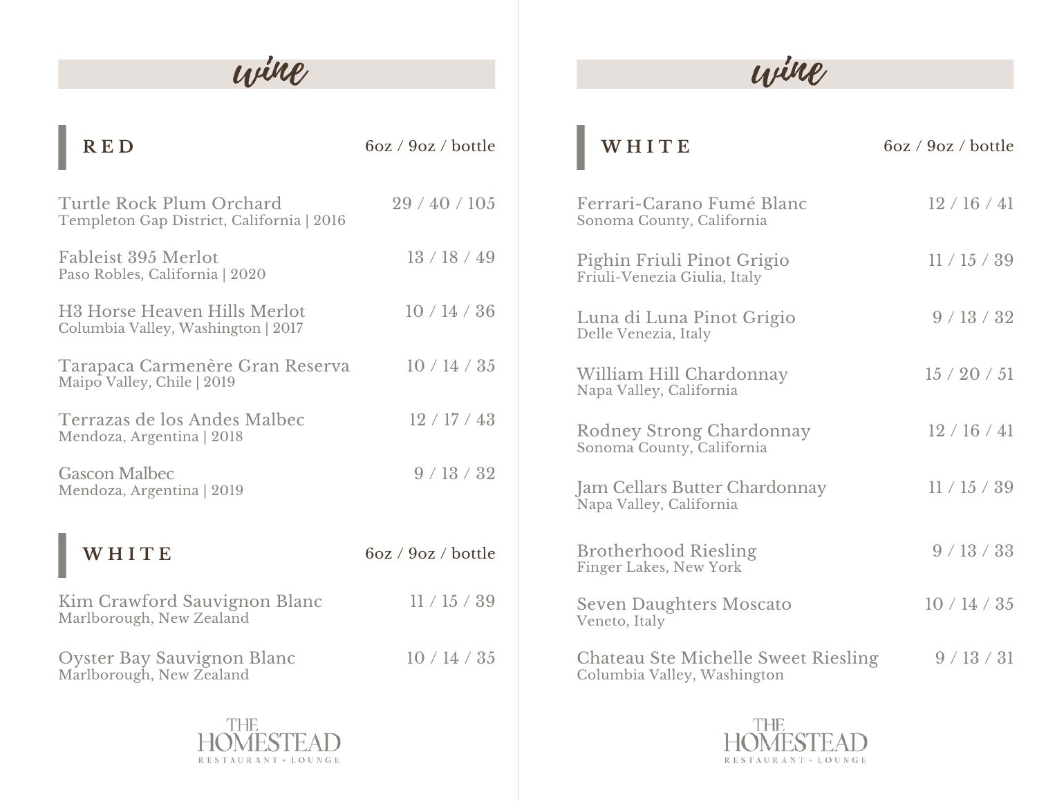# wine

## RED

| RED | 6oz / 9oz / bottle |
|---|---|
| Turtle Rock Plum Orchard<br>Templeton Gap District, California \| 2016 | 29 / 40 / 105 |
| Fableist 395 Merlot<br>Paso Robles, California \| 2020 | 13 / 18 / 49 |
| H3 Horse Heaven Hills Merlot<br>Columbia Valley, Washington \| 2017 | 10 / 14 / 36 |
| Tarapaca Carmenère Gran Reserva<br>Maipo Valley, Chile \| 2019 | 10 / 14 / 35 |
| Terrazas de los Andes Malbec<br>Mendoza, Argentina \| 2018 | 12 / 17 / 43 |
| Gascon Malbec<br>Mendoza, Argentina \| 2019 | 9 / 13 / 32 |

## WHITE

| WHITE | 6oz / 9oz / bottle |
|---|---|
| Kim Crawford Sauvignon Blanc<br>Marlborough, New Zealand | 11 / 15 / 39 |
| Oyster Bay Sauvignon Blanc<br>Marlborough, New Zealand | 10 / 14 / 35 |

THE HOMESTEAD
RESTAURANT + LOUNGE

# wine

## WHITE

| WHITE | 6oz / 9oz / bottle |
|---|---|
| Ferrari-Carano Fumé Blanc<br>Sonoma County, California | 12 / 16 / 41 |
| Pighin Friuli Pinot Grigio<br>Friuli-Venezia Giulia, Italy | 11 / 15 / 39 |
| Luna di Luna Pinot Grigio<br>Delle Venezia, Italy | 9 / 13 / 32 |
| William Hill Chardonnay<br>Napa Valley, California | 15 / 20 / 51 |
| Rodney Strong Chardonnay<br>Sonoma County, California | 12 / 16 / 41 |
| Jam Cellars Butter Chardonnay<br>Napa Valley, California | 11 / 15 / 39 |
| Brotherhood Riesling<br>Finger Lakes, New York | 9 / 13 / 33 |
| Seven Daughters Moscato<br>Veneto, Italy | 10 / 14 / 35 |
| Chateau Ste Michelle Sweet Riesling<br>Columbia Valley, Washington | 9 / 13 / 31 |

THE HOMESTEAD
RESTAURANT + LOUNGE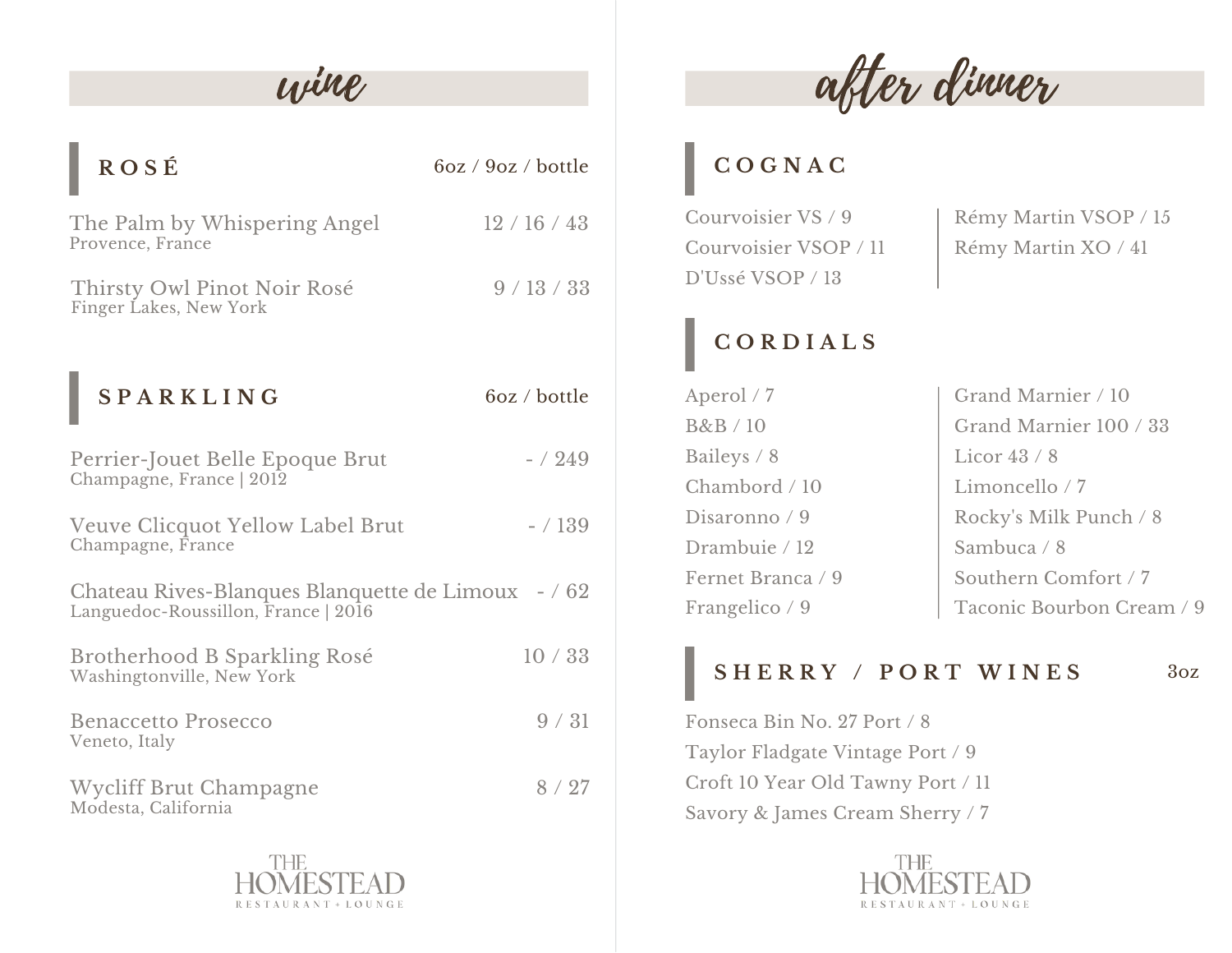# wine

## ROSÉ

6oz / 9oz / bottle

| Wine | Price |
| --- | --- |
| The Palm by Whispering Angel<br>Provence, France | 12 / 16 / 43 |
| Thirsty Owl Pinot Noir Rosé<br>Finger Lakes, New York | 9 / 13 / 33 |

## SPARKLING

6oz / bottle

| Wine | Price |
| --- | --- |
| Perrier-Jouet Belle Epoque Brut<br>Champagne, France \| 2012 | - / 249 |
| Veuve Clicquot Yellow Label Brut<br>Champagne, France | - / 139 |
| Chateau Rives-Blanques Blanquette de Limoux<br>Languedoc-Roussillon, France \| 2016 | - / 62 |
| Brotherhood B Sparkling Rosé<br>Washingtonville, New York | 10 / 33 |
| Benaccetto Prosecco<br>Veneto, Italy | 9 / 31 |
| Wycliff Brut Champagne<br>Modesta, California | 8 / 27 |

THE HOMESTEAD
RESTAURANT + LOUNGE

# after dinner

## COGNAC

- Courvoisier VS / 9
- Courvoisier VSOP / 11
- D'Ussé VSOP / 13
- Rémy Martin VSOP / 15
- Rémy Martin XO / 41

## CORDIALS

- Aperol / 7
- B&B / 10
- Baileys / 8
- Chambord / 10
- Disaronno / 9
- Drambuie / 12
- Fernet Branca / 9
- Frangelico / 9
- Grand Marnier / 10
- Grand Marnier 100 / 33
- Licor 43 / 8
- Limoncello / 7
- Rocky's Milk Punch / 8
- Sambuca / 8
- Southern Comfort / 7
- Taconic Bourbon Cream / 9

## SHERRY / PORT WINES

3oz

- Fonseca Bin No. 27 Port / 8
- Taylor Fladgate Vintage Port / 9
- Croft 10 Year Old Tawny Port / 11
- Savory & James Cream Sherry / 7

THE HOMESTEAD
RESTAURANT + LOUNGE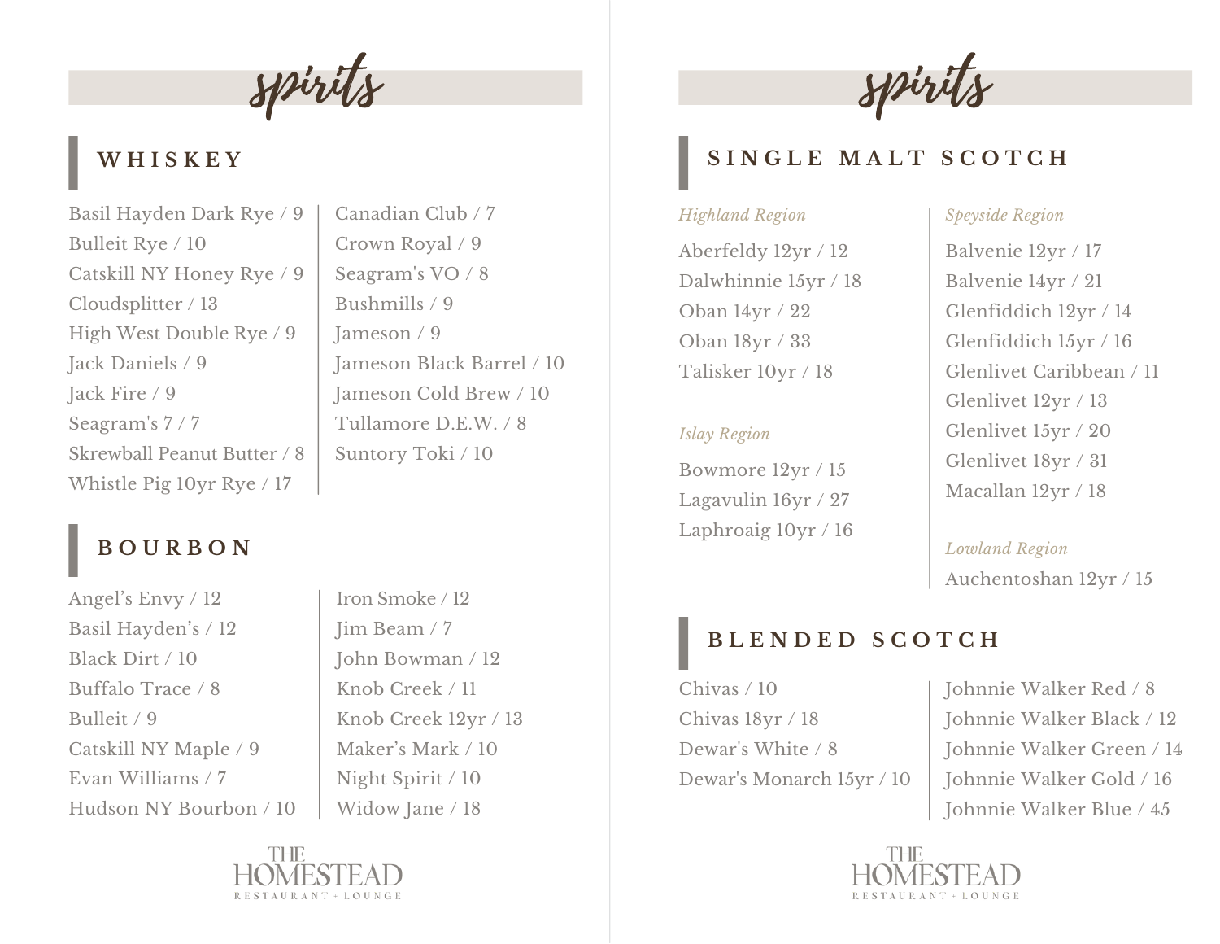# spirits

## WHISKEY

- Basil Hayden Dark Rye / 9
- Bulleit Rye / 10
- Catskill NY Honey Rye / 9
- Cloudsplitter / 13
- High West Double Rye / 9
- Jack Daniels / 9
- Jack Fire / 9
- Seagram's 7 / 7
- Skrewball Peanut Butter / 8
- Whistle Pig 10yr Rye / 17
- Canadian Club / 7
- Crown Royal / 9
- Seagram's VO / 8
- Bushmills / 9
- Jameson / 9
- Jameson Black Barrel / 10
- Jameson Cold Brew / 10
- Tullamore D.E.W. / 8
- Suntory Toki / 10

## BOURBON

- Angel's Envy / 12
- Basil Hayden's / 12
- Black Dirt / 10
- Buffalo Trace / 8
- Bulleit / 9
- Catskill NY Maple / 9
- Evan Williams / 7
- Hudson NY Bourbon / 10
- Iron Smoke / 12
- Jim Beam / 7
- John Bowman / 12
- Knob Creek / 11
- Knob Creek 12yr / 13
- Maker's Mark / 10
- Night Spirit / 10
- Widow Jane / 18

THE HOMESTEAD
RESTAURANT + LOUNGE

# spirits

## SINGLE MALT SCOTCH

*Highland Region*

- Aberfeldy 12yr / 12
- Dalwhinnie 15yr / 18
- Oban 14yr / 22
- Oban 18yr / 33
- Talisker 10yr / 18

*Islay Region*

- Bowmore 12yr / 15
- Lagavulin 16yr / 27
- Laphroaig 10yr / 16

*Speyside Region*

- Balvenie 12yr / 17
- Balvenie 14yr / 21
- Glenfiddich 12yr / 14
- Glenfiddich 15yr / 16
- Glenlivet Caribbean / 11
- Glenlivet 12yr / 13
- Glenlivet 15yr / 20
- Glenlivet 18yr / 31
- Macallan 12yr / 18

*Lowland Region*

- Auchentoshan 12yr / 15

## BLENDED SCOTCH

- Chivas / 10
- Chivas 18yr / 18
- Dewar's White / 8
- Dewar's Monarch 15yr / 10
- Johnnie Walker Red / 8
- Johnnie Walker Black / 12
- Johnnie Walker Green / 14
- Johnnie Walker Gold / 16
- Johnnie Walker Blue / 45

THE HOMESTEAD
RESTAURANT + LOUNGE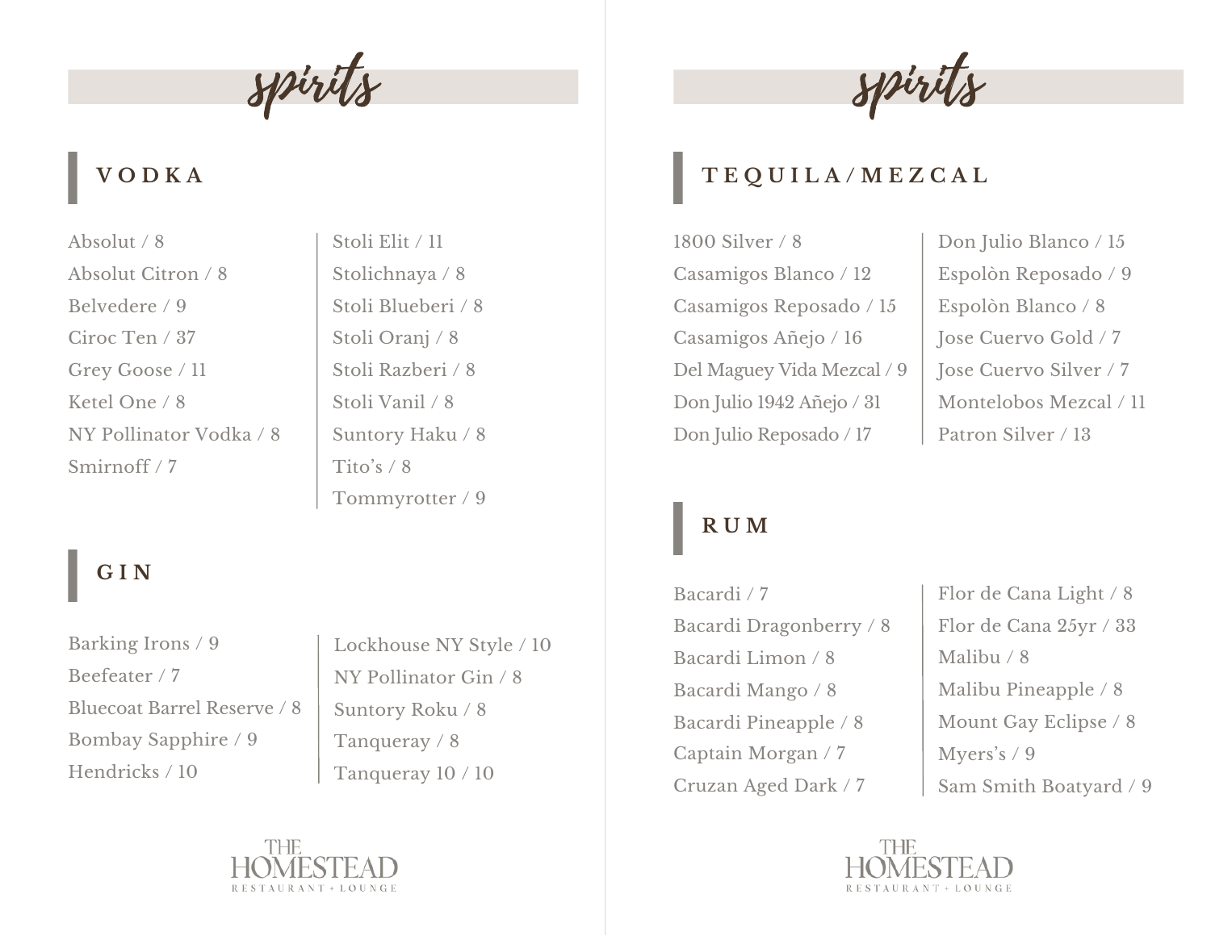# spirits

## VODKA

Absolut / 8
Absolut Citron / 8
Belvedere / 9
Ciroc Ten / 37
Grey Goose / 11
Ketel One / 8
NY Pollinator Vodka / 8
Smirnoff / 7
Stoli Elit / 11
Stolichnaya / 8
Stoli Blueberi / 8
Stoli Oranj / 8
Stoli Razberi / 8
Stoli Vanil / 8
Suntory Haku / 8
Tito's / 8
Tommyrotter / 9

## GIN

Barking Irons / 9
Beefeater / 7
Bluecoat Barrel Reserve / 8
Bombay Sapphire / 9
Hendricks / 10
Lockhouse NY Style / 10
NY Pollinator Gin / 8
Suntory Roku / 8
Tanqueray / 8
Tanqueray 10 / 10

THE HOMESTEAD
RESTAURANT + LOUNGE

# spirits

## TEQUILA/MEZCAL

1800 Silver / 8
Casamigos Blanco / 12
Casamigos Reposado / 15
Casamigos Añejo / 16
Del Maguey Vida Mezcal / 9
Don Julio 1942 Añejo / 31
Don Julio Reposado / 17
Don Julio Blanco / 15
Espolòn Reposado / 9
Espolòn Blanco / 8
Jose Cuervo Gold / 7
Jose Cuervo Silver / 7
Montelobos Mezcal / 11
Patron Silver / 13

## RUM

Bacardi / 7
Bacardi Dragonberry / 8
Bacardi Limon / 8
Bacardi Mango / 8
Bacardi Pineapple / 8
Captain Morgan / 7
Cruzan Aged Dark / 7
Flor de Cana Light / 8
Flor de Cana 25yr / 33
Malibu / 8
Malibu Pineapple / 8
Mount Gay Eclipse / 8
Myers's / 9
Sam Smith Boatyard / 9

THE HOMESTEAD
RESTAURANT + LOUNGE